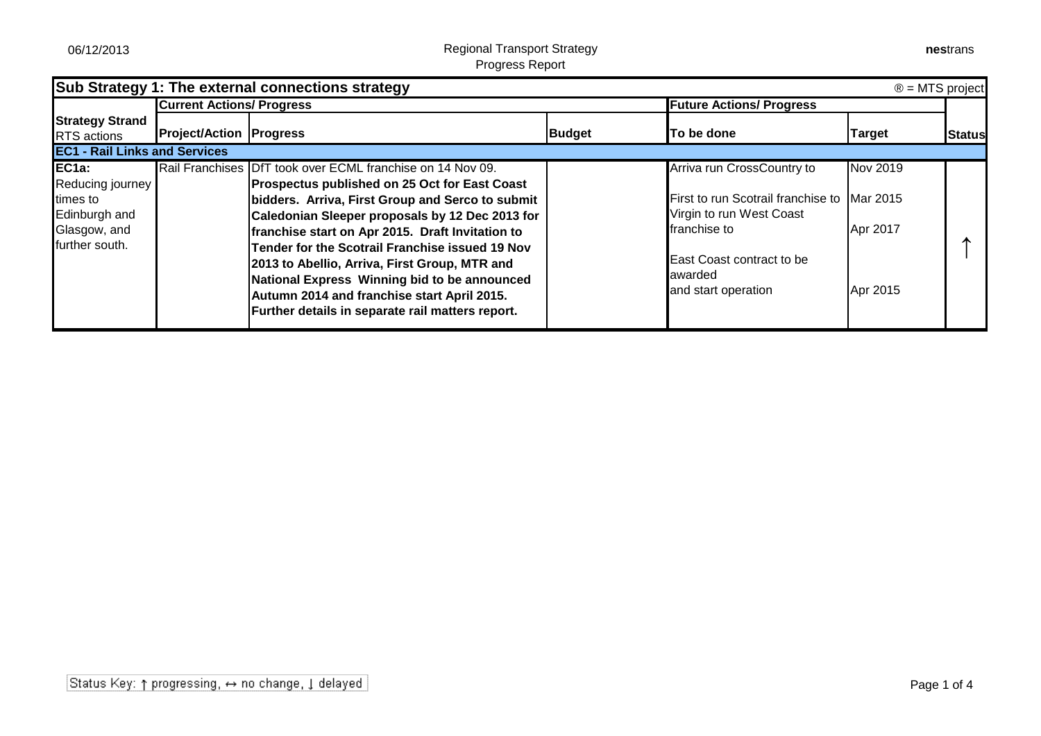Regional Transport Strategy
Progress Report

| Sub Strategy 1: The external connections strategy | | | | | | ® = MTS project |
|---|---|---|---|---|---|---|
| | **Current Actions/ Progress** | | | **Future Actions/ Progress** | | |
| **Strategy Strand** RTS actions | **Project/Action** | **Progress** | **Budget** | **To be done** | **Target** | **Status** |
| **EC1 - Rail Links and Services** | | | | | | |
| **EC1a:** Reducing journey times to Edinburgh and Glasgow, and further south. | Rail Franchises | DfT took over ECML franchise on 14 Nov 09. **Prospectus published on 25 Oct for East Coast bidders. Arriva, First Group and Serco to submit Caledonian Sleeper proposals by 12 Dec 2013 for franchise start on Apr 2015. Draft Invitation to Tender for the Scotrail Franchise issued 19 Nov 2013 to Abellio, Arriva, First Group, MTR and National Express Winning bid to be announced Autumn 2014 and franchise start April 2015. Further details in separate rail matters report.** | | Arriva run CrossCountry to<br><br>First to run Scotrail franchise to<br>Virgin to run West Coast franchise to<br><br>East Coast contract to be awarded and start operation | Nov 2019<br><br>Mar 2015<br><br>Apr 2017<br><br>Apr 2015 | ↑ |

Status Key: ↑ progressing, ↔ no change, ↓ delayed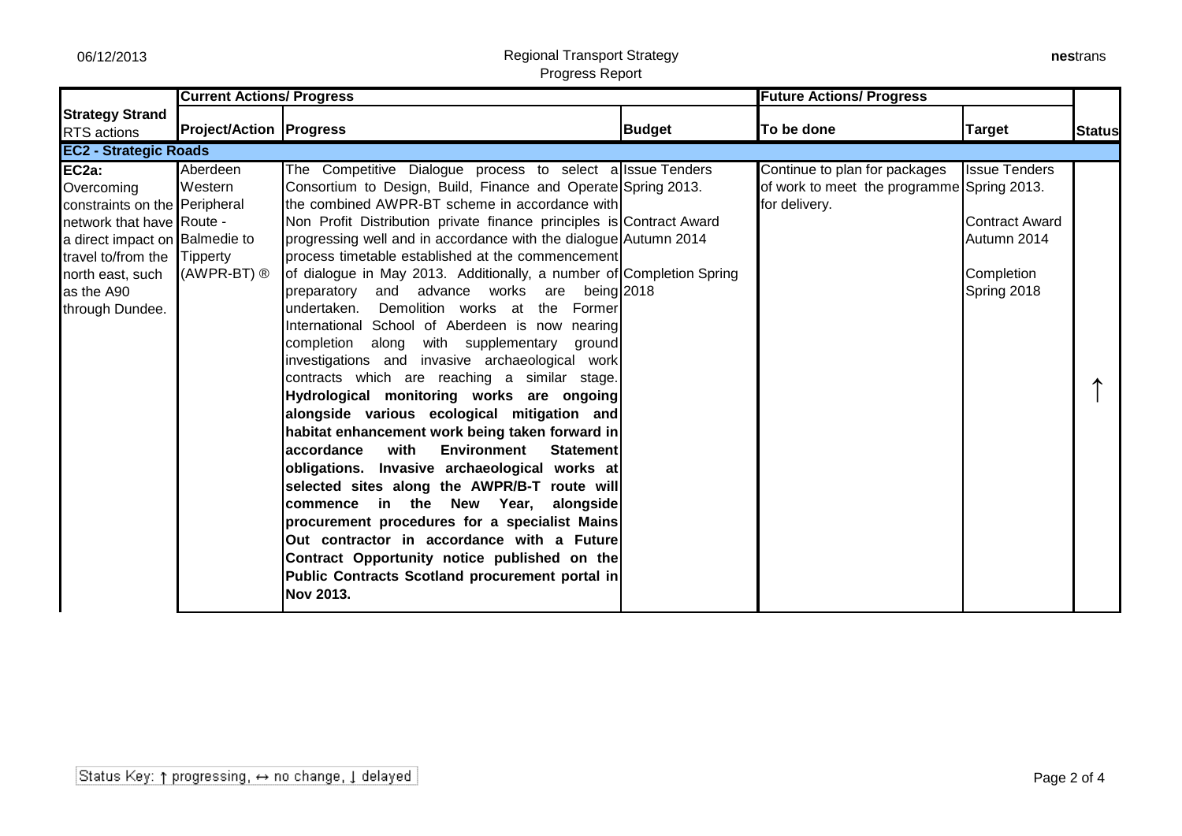| Strategy Strand RTS actions | Current Actions/ Progress | | | Future Actions/ Progress | | Status |
|---|---|---|---|---|---|---|
| | Project/Action | Progress | Budget | To be done | Target | |
| **EC2 - Strategic Roads** | | | | | | |
| **EC2a:** Overcoming constraints on the network that have a direct impact on travel to/from the north east, such as the A90 through Dundee. | Aberdeen Western Peripheral Route - Balmedie to Tipperty (AWPR-BT) ® | The Competitive Dialogue process to select a Consortium to Design, Build, Finance and Operate the combined AWPR-BT scheme in accordance with Non Profit Distribution private finance principles is progressing well and in accordance with the dialogue process timetable established at the commencement of dialogue in May 2013. Additionally, a number of preparatory and advance works are being undertaken. Demolition works at the Former International School of Aberdeen is now nearing completion along with supplementary ground investigations and invasive archaeological work contracts which are reaching a similar stage. **Hydrological monitoring works are ongoing alongside various ecological mitigation and habitat enhancement work being taken forward in accordance with Environment Statement obligations. Invasive archaeological works at selected sites along the AWPR/B-T route will commence in the New Year, alongside procurement procedures for a specialist Mains Out contractor in accordance with a Future Contract Opportunity notice published on the Public Contracts Scotland procurement portal in Nov 2013.** | Issue Tenders Spring 2013. Contract Award Autumn 2014 Completion Spring 2018 | Continue to plan for packages of work to meet the programme for delivery. | Issue Tenders Spring 2013. Contract Award Autumn 2014 Completion Spring 2018 | ↑ |

Status Key: ↑ progressing, ↔ no change, ↓ delayed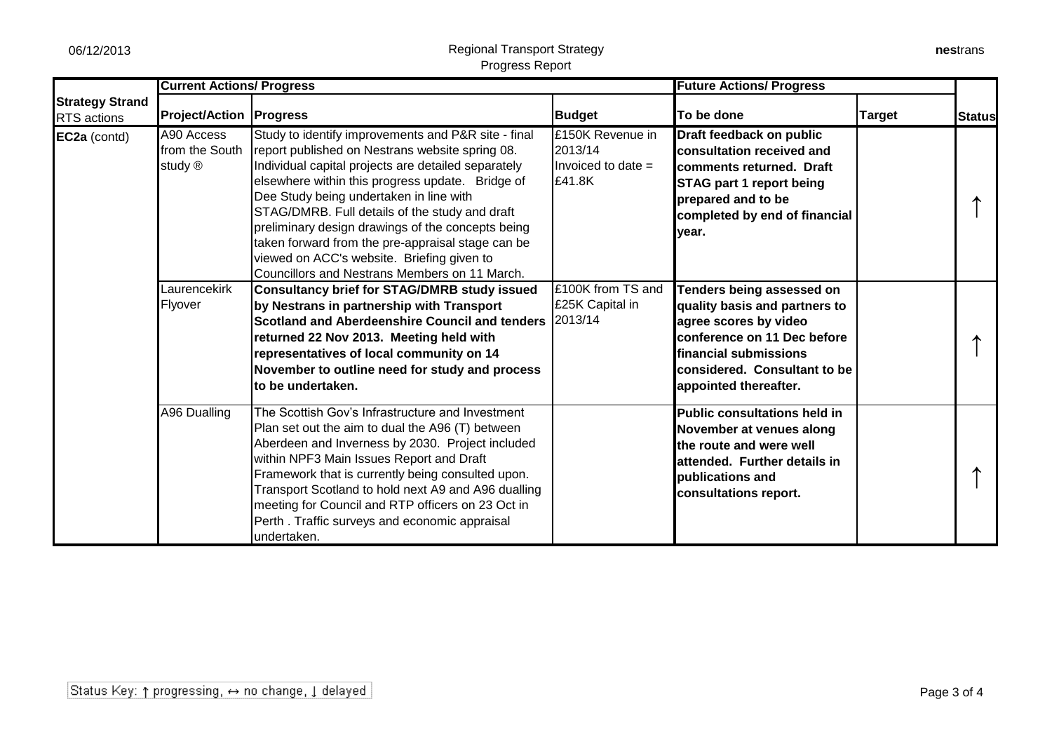| Strategy Strand RTS actions | Current Actions/ Progress | | | Future Actions/ Progress | | Status |
|---|---|---|---|---|---|---|
| | **Project/Action** | **Progress** | **Budget** | **To be done** | **Target** | |
| **EC2a** (contd) | A90 Access from the South study ® | Study to identify improvements and P&R site - final report published on Nestrans website spring 08. Individual capital projects are detailed separately elsewhere within this progress update. Bridge of Dee Study being undertaken in line with STAG/DMRB. Full details of the study and draft preliminary design drawings of the concepts being taken forward from the pre-appraisal stage can be viewed on ACC's website. Briefing given to Councillors and Nestrans Members on 11 March. | £150K Revenue in 2013/14 Invoiced to date = £41.8K | **Draft feedback on public consultation received and comments returned. Draft STAG part 1 report being prepared and to be completed by end of financial year.** | | ↑ |
| | Laurencekirk Flyover | **Consultancy brief for STAG/DMRB study issued by Nestrans in partnership with Transport Scotland and Aberdeenshire Council and tenders returned 22 Nov 2013. Meeting held with representatives of local community on 14 November to outline need for study and process to be undertaken.** | £100K from TS and £25K Capital in 2013/14 | **Tenders being assessed on quality basis and partners to agree scores by video conference on 11 Dec before financial submissions considered. Consultant to be appointed thereafter.** | | ↑ |
| | A96 Dualling | The Scottish Gov's Infrastructure and Investment Plan set out the aim to dual the A96 (T) between Aberdeen and Inverness by 2030. Project included within NPF3 Main Issues Report and Draft Framework that is currently being consulted upon. Transport Scotland to hold next A9 and A96 dualling meeting for Council and RTP officers on 23 Oct in Perth . Traffic surveys and economic appraisal undertaken. | | **Public consultations held in November at venues along the route and were well attended. Further details in publications and consultations report.** | | ↑ |

Status Key: ↑ progressing, ↔ no change, ↓ delayed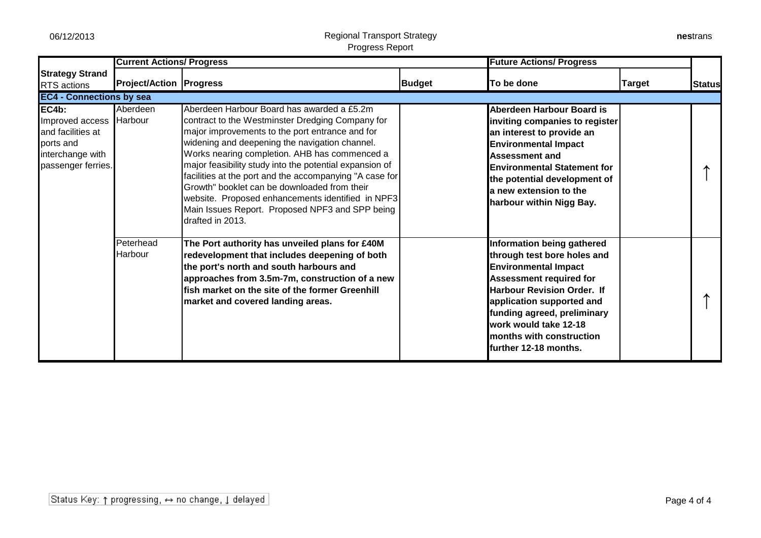| Strategy Strand RTS actions | Current Actions/ Progress | | | Future Actions/ Progress | | Status |
|---|---|---|---|---|---|---|
| | Project/Action | Progress | Budget | To be done | Target | |
| **EC4 - Connections by sea** | | | | | | |
| **EC4b:** Improved access and facilities at ports and interchange with passenger ferries. | Aberdeen Harbour | Aberdeen Harbour Board has awarded a £5.2m contract to the Westminster Dredging Company for major improvements to the port entrance and for widening and deepening the navigation channel. Works nearing completion. AHB has commenced a major feasibility study into the potential expansion of facilities at the port and the accompanying "A case for Growth" booklet can be downloaded from their website. Proposed enhancements identified in NPF3 Main Issues Report. Proposed NPF3 and SPP being drafted in 2013. | | **Aberdeen Harbour Board is inviting companies to register an interest to provide an Environmental Impact Assessment and Environmental Statement for the potential development of a new extension to the harbour within Nigg Bay.** | | ↑ |
| | Peterhead Harbour | **The Port authority has unveiled plans for £40M redevelopment that includes deepening of both the port's north and south harbours and approaches from 3.5m-7m, construction of a new fish market on the site of the former Greenhill market and covered landing areas.** | | **Information being gathered through test bore holes and Environmental Impact Assessment required for Harbour Revision Order. If application supported and funding agreed, preliminary work would take 12-18 months with construction further 12-18 months.** | | ↑ |

Status Key: ↑ progressing, ↔ no change, ↓ delayed